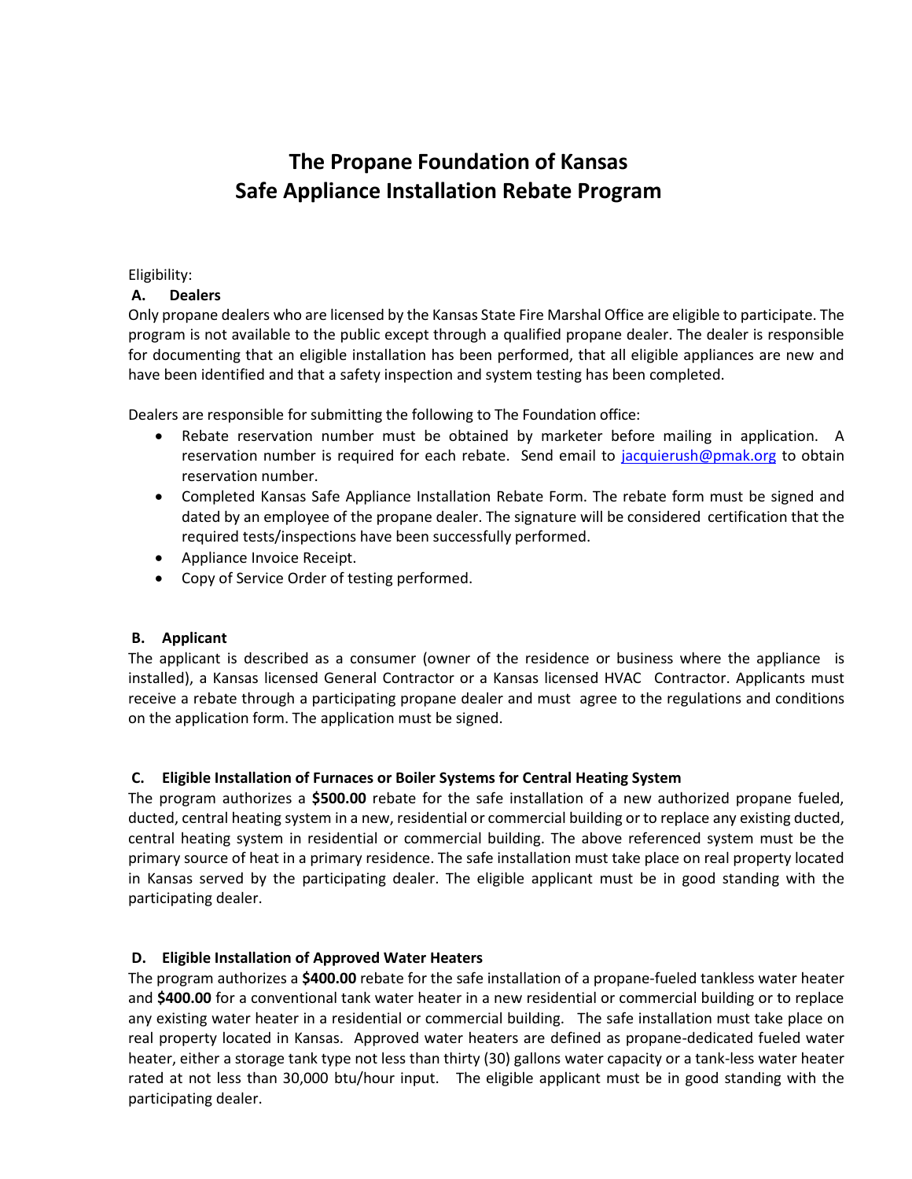# The Propane Foundation of Kansas
# Safe Appliance Installation Rebate Program

Eligibility:

**A. Dealers**

Only propane dealers who are licensed by the Kansas State Fire Marshal Office are eligible to participate. The program is not available to the public except through a qualified propane dealer. The dealer is responsible for documenting that an eligible installation has been performed, that all eligible appliances are new and have been identified and that a safety inspection and system testing has been completed.

Dealers are responsible for submitting the following to The Foundation office:

- Rebate reservation number must be obtained by marketer before mailing in application. A reservation number is required for each rebate. Send email to jacquierush@pmak.org to obtain reservation number.
- Completed Kansas Safe Appliance Installation Rebate Form. The rebate form must be signed and dated by an employee of the propane dealer. The signature will be considered certification that the required tests/inspections have been successfully performed.
- Appliance Invoice Receipt.
- Copy of Service Order of testing performed.

**B. Applicant**

The applicant is described as a consumer (owner of the residence or business where the appliance is installed), a Kansas licensed General Contractor or a Kansas licensed HVAC Contractor. Applicants must receive a rebate through a participating propane dealer and must agree to the regulations and conditions on the application form. The application must be signed.

**C. Eligible Installation of Furnaces or Boiler Systems for Central Heating System**

The program authorizes a **$500.00** rebate for the safe installation of a new authorized propane fueled, ducted, central heating system in a new, residential or commercial building or to replace any existing ducted, central heating system in residential or commercial building. The above referenced system must be the primary source of heat in a primary residence. The safe installation must take place on real property located in Kansas served by the participating dealer. The eligible applicant must be in good standing with the participating dealer.

**D. Eligible Installation of Approved Water Heaters**

The program authorizes a **$400.00** rebate for the safe installation of a propane-fueled tankless water heater and **$400.00** for a conventional tank water heater in a new residential or commercial building or to replace any existing water heater in a residential or commercial building. The safe installation must take place on real property located in Kansas. Approved water heaters are defined as propane-dedicated fueled water heater, either a storage tank type not less than thirty (30) gallons water capacity or a tank-less water heater rated at not less than 30,000 btu/hour input. The eligible applicant must be in good standing with the participating dealer.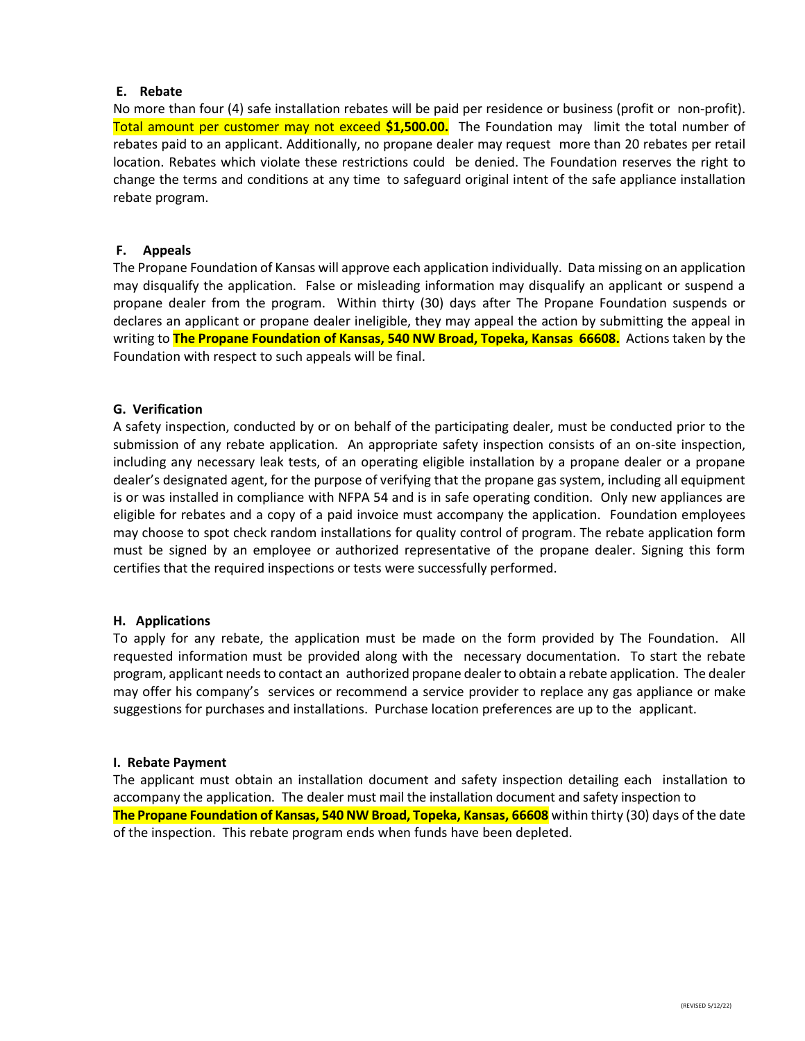### E. Rebate

No more than four (4) safe installation rebates will be paid per residence or business (profit or non-profit). Total amount per customer may not exceed **$1,500.00.** The Foundation may limit the total number of rebates paid to an applicant. Additionally, no propane dealer may request more than 20 rebates per retail location. Rebates which violate these restrictions could be denied. The Foundation reserves the right to change the terms and conditions at any time to safeguard original intent of the safe appliance installation rebate program.

### F. Appeals

The Propane Foundation of Kansas will approve each application individually. Data missing on an application may disqualify the application. False or misleading information may disqualify an applicant or suspend a propane dealer from the program. Within thirty (30) days after The Propane Foundation suspends or declares an applicant or propane dealer ineligible, they may appeal the action by submitting the appeal in writing to **The Propane Foundation of Kansas, 540 NW Broad, Topeka, Kansas 66608.** Actions taken by the Foundation with respect to such appeals will be final.

### G. Verification

A safety inspection, conducted by or on behalf of the participating dealer, must be conducted prior to the submission of any rebate application. An appropriate safety inspection consists of an on-site inspection, including any necessary leak tests, of an operating eligible installation by a propane dealer or a propane dealer's designated agent, for the purpose of verifying that the propane gas system, including all equipment is or was installed in compliance with NFPA 54 and is in safe operating condition. Only new appliances are eligible for rebates and a copy of a paid invoice must accompany the application. Foundation employees may choose to spot check random installations for quality control of program. The rebate application form must be signed by an employee or authorized representative of the propane dealer. Signing this form certifies that the required inspections or tests were successfully performed.

### H. Applications

To apply for any rebate, the application must be made on the form provided by The Foundation. All requested information must be provided along with the necessary documentation. To start the rebate program, applicant needs to contact an authorized propane dealer to obtain a rebate application. The dealer may offer his company's services or recommend a service provider to replace any gas appliance or make suggestions for purchases and installations. Purchase location preferences are up to the applicant.

### I. Rebate Payment

The applicant must obtain an installation document and safety inspection detailing each installation to accompany the application. The dealer must mail the installation document and safety inspection to **The Propane Foundation of Kansas, 540 NW Broad, Topeka, Kansas, 66608** within thirty (30) days of the date of the inspection. This rebate program ends when funds have been depleted.

(REVISED 5/12/22)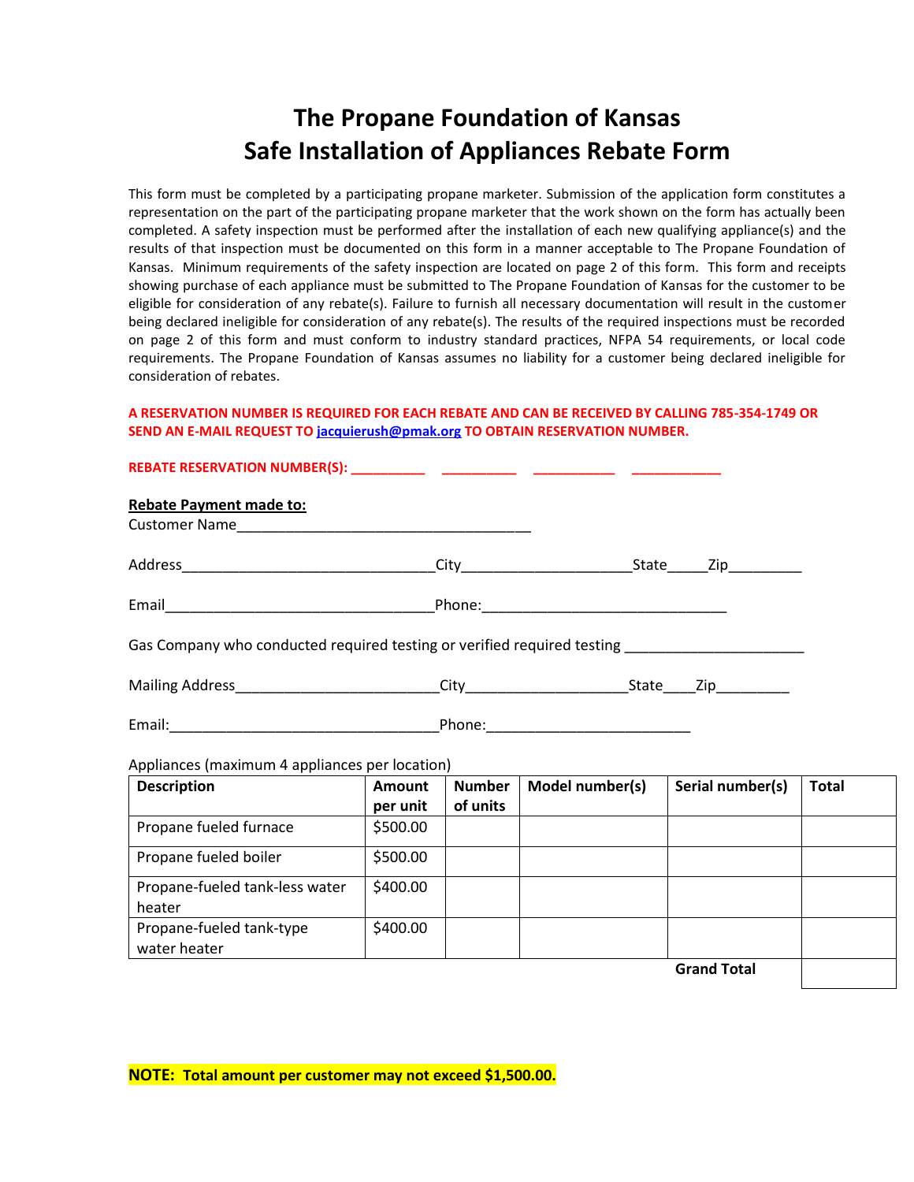# The Propane Foundation of Kansas
# Safe Installation of Appliances Rebate Form

This form must be completed by a participating propane marketer. Submission of the application form constitutes a representation on the part of the participating propane marketer that the work shown on the form has actually been completed. A safety inspection must be performed after the installation of each new qualifying appliance(s) and the results of that inspection must be documented on this form in a manner acceptable to The Propane Foundation of Kansas. Minimum requirements of the safety inspection are located on page 2 of this form. This form and receipts showing purchase of each appliance must be submitted to The Propane Foundation of Kansas for the customer to be eligible for consideration of any rebate(s). Failure to furnish all necessary documentation will result in the customer being declared ineligible for consideration of any rebate(s). The results of the required inspections must be recorded on page 2 of this form and must conform to industry standard practices, NFPA 54 requirements, or local code requirements. The Propane Foundation of Kansas assumes no liability for a customer being declared ineligible for consideration of rebates.

**A RESERVATION NUMBER IS REQUIRED FOR EACH REBATE AND CAN BE RECEIVED BY CALLING 785-354-1749 OR SEND AN E-MAIL REQUEST TO [jacquierush@pmak.org](mailto:jacquierush@pmak.org) TO OBTAIN RESERVATION NUMBER.**

**REBATE RESERVATION NUMBER(S): __________ __________ ___________ ____________**

**Rebate Payment made to:**

Customer Name_____________________________________

Address_______________________________City_____________________State_____Zip_________

Email_________________________________Phone:______________________________

Gas Company who conducted required testing or verified required testing ______________________

Mailing Address_________________________City____________________State____Zip_________

Email:_________________________________Phone:_________________________

Appliances (maximum 4 appliances per location)

| Description | Amount per unit | Number of units | Model number(s) | Serial number(s) | Total |
|---|---|---|---|---|---|
| Propane fueled furnace | $500.00 | | | | |
| Propane fueled boiler | $500.00 | | | | |
| Propane-fueled tank-less water heater | $400.00 | | | | |
| Propane-fueled tank-type water heater | $400.00 | | | | |
| | | | | **Grand Total** | |

**NOTE: Total amount per customer may not exceed $1,500.00.**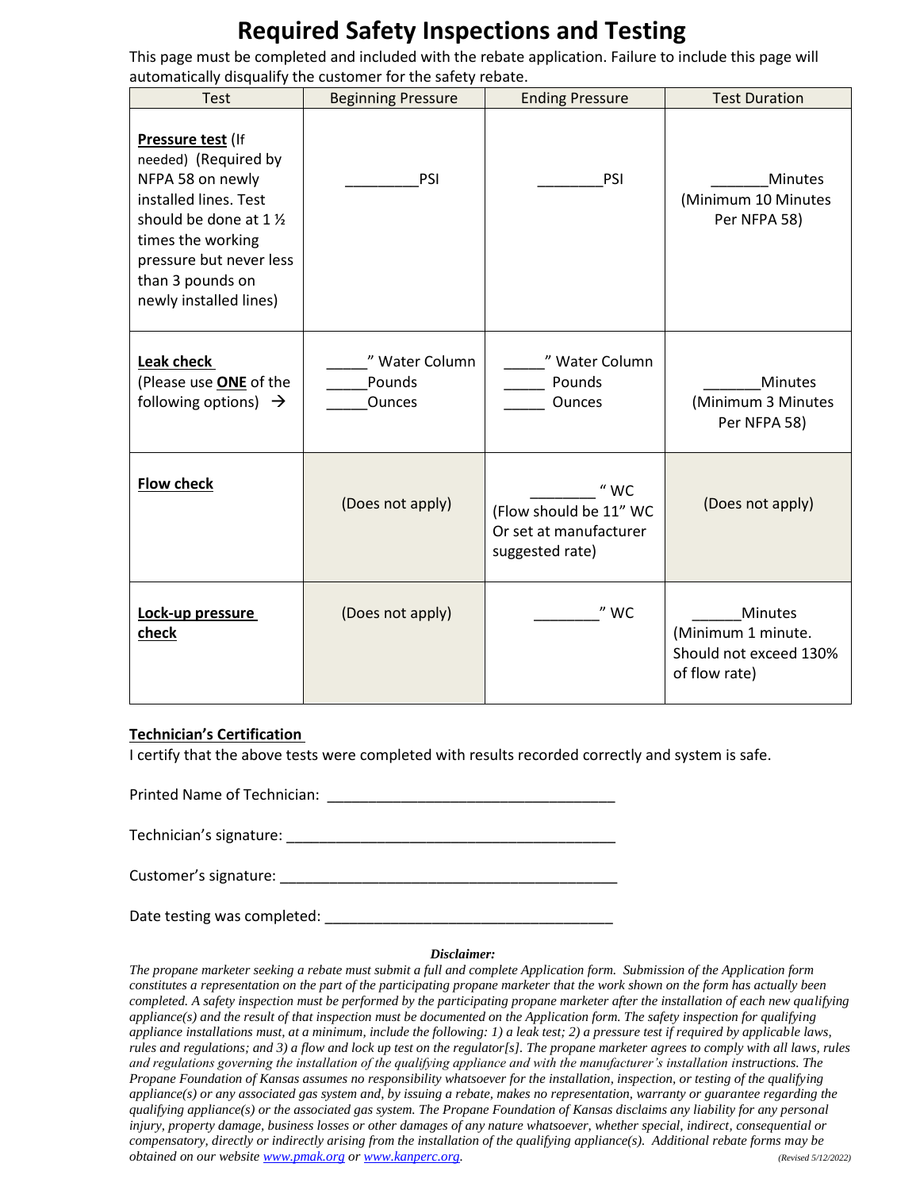# Required Safety Inspections and Testing

This page must be completed and included with the rebate application. Failure to include this page will automatically disqualify the customer for the safety rebate.

| Test | Beginning Pressure | Ending Pressure | Test Duration |
|---|---|---|---|
| **Pressure test** (If needed) (Required by NFPA 58 on newly installed lines. Test should be done at 1 ½ times the working pressure but never less than 3 pounds on newly installed lines) | _________PSI | ________PSI | _______Minutes (Minimum 10 Minutes Per NFPA 58) |
| **Leak check** (Please use **ONE** of the following options) → | _____" Water Column<br>_____Pounds<br>_____Ounces | _____" Water Column<br>_____ Pounds<br>_____ Ounces | _______Minutes (Minimum 3 Minutes Per NFPA 58) |
| **Flow check** | (Does not apply) | ________ " WC (Flow should be 11" WC Or set at manufacturer suggested rate) | (Does not apply) |
| **Lock-up pressure check** | (Does not apply) | ________" WC | ______Minutes (Minimum 1 minute. Should not exceed 130% of flow rate) |

**Technician's Certification**

I certify that the above tests were completed with results recorded correctly and system is safe.

Printed Name of Technician: ___________________________________

Technician's signature: _________________________________________

Customer's signature: __________________________________________

Date testing was completed: ___________________________________

***Disclaimer:***

*The propane marketer seeking a rebate must submit a full and complete Application form. Submission of the Application form constitutes a representation on the part of the participating propane marketer that the work shown on the form has actually been completed. A safety inspection must be performed by the participating propane marketer after the installation of each new qualifying appliance(s) and the result of that inspection must be documented on the Application form. The safety inspection for qualifying appliance installations must, at a minimum, include the following: 1) a leak test; 2) a pressure test if required by applicable laws, rules and regulations; and 3) a flow and lock up test on the regulator[s]. The propane marketer agrees to comply with all laws, rules and regulations governing the installation of the qualifying appliance and with the manufacturer's installation instructions. The Propane Foundation of Kansas assumes no responsibility whatsoever for the installation, inspection, or testing of the qualifying appliance(s) or any associated gas system and, by issuing a rebate, makes no representation, warranty or guarantee regarding the qualifying appliance(s) or the associated gas system. The Propane Foundation of Kansas disclaims any liability for any personal injury, property damage, business losses or other damages of any nature whatsoever, whether special, indirect, consequential or compensatory, directly or indirectly arising from the installation of the qualifying appliance(s). Additional rebate forms may be obtained on our website [www.pmak.org](http://www.pmak.org) or [www.kanperc.org](http://www.kanperc.org).*

*(Revised 5/12/2022)*